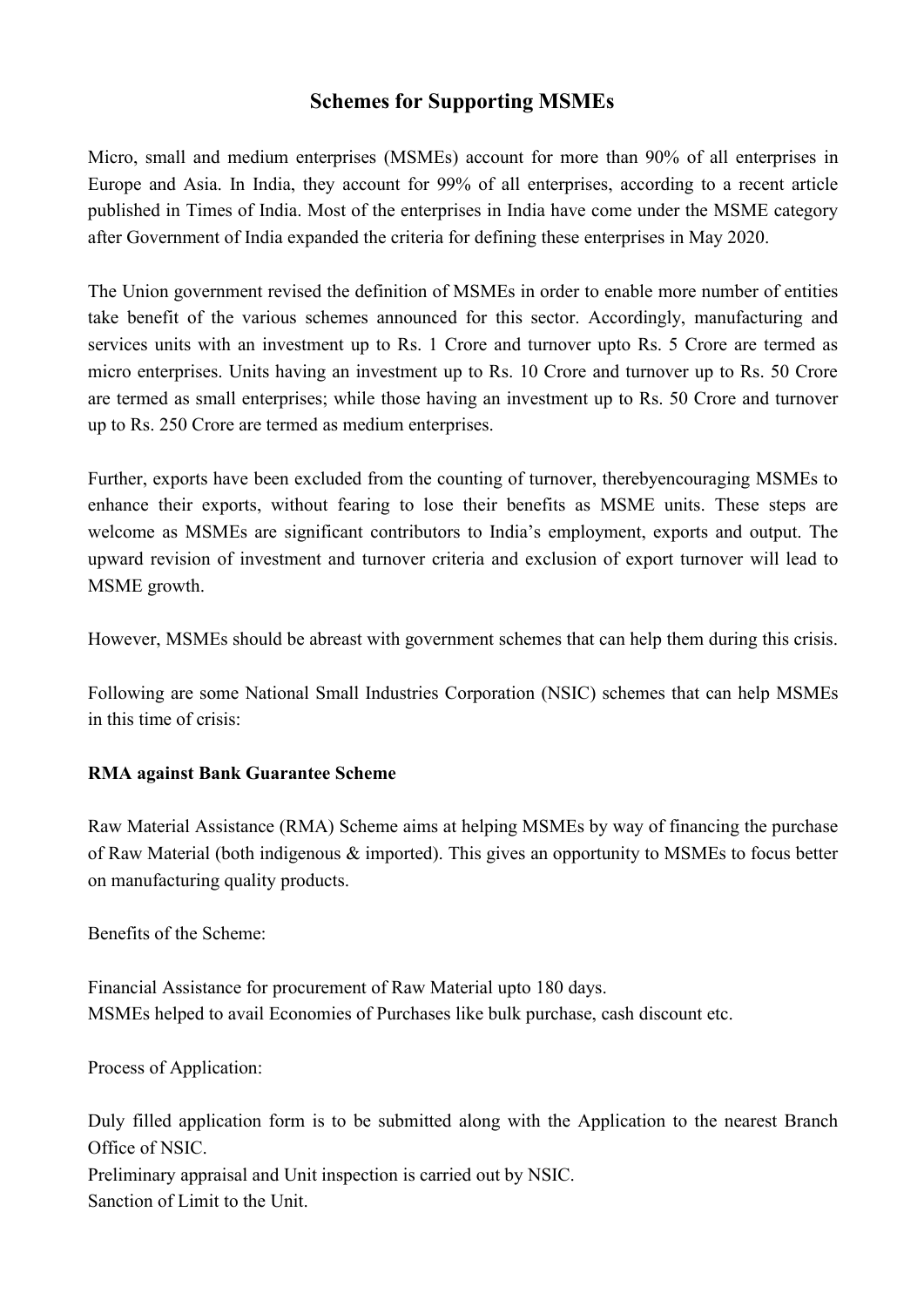# Schemes for Supporting MSMEs

Micro, small and medium enterprises (MSMEs) account for more than 90% of all enterprises in Europe and Asia. In India, they account for 99% of all enterprises, according to a recent article published in Times of India. Most of the enterprises in India have come under the MSME category after Government of India expanded the criteria for defining these enterprises in May 2020.

The Union government revised the definition of MSMEs in order to enable more number of entities take benefit of the various schemes announced for this sector. Accordingly, manufacturing and services units with an investment up to Rs. 1 Crore and turnover upto Rs. 5 Crore are termed as micro enterprises. Units having an investment up to Rs. 10 Crore and turnover up to Rs. 50 Crore are termed as small enterprises; while those having an investment up to Rs. 50 Crore and turnover up to Rs. 250 Crore are termed as medium enterprises.

Further, exports have been excluded from the counting of turnover, therebyencouraging MSMEs to enhance their exports, without fearing to lose their benefits as MSME units. These steps are welcome as MSMEs are significant contributors to India's employment, exports and output. The upward revision of investment and turnover criteria and exclusion of export turnover will lead to MSME growth.

However, MSMEs should be abreast with government schemes that can help them during this crisis.

Following are some National Small Industries Corporation (NSIC) schemes that can help MSMEs in this time of crisis:

**RMA against Bank Guarantee Scheme**

Raw Material Assistance (RMA) Scheme aims at helping MSMEs by way of financing the purchase of Raw Material (both indigenous & imported). This gives an opportunity to MSMEs to focus better on manufacturing quality products.

Benefits of the Scheme:

Financial Assistance for procurement of Raw Material upto 180 days.
MSMEs helped to avail Economies of Purchases like bulk purchase, cash discount etc.

Process of Application:

Duly filled application form is to be submitted along with the Application to the nearest Branch Office of NSIC.
Preliminary appraisal and Unit inspection is carried out by NSIC.
Sanction of Limit to the Unit.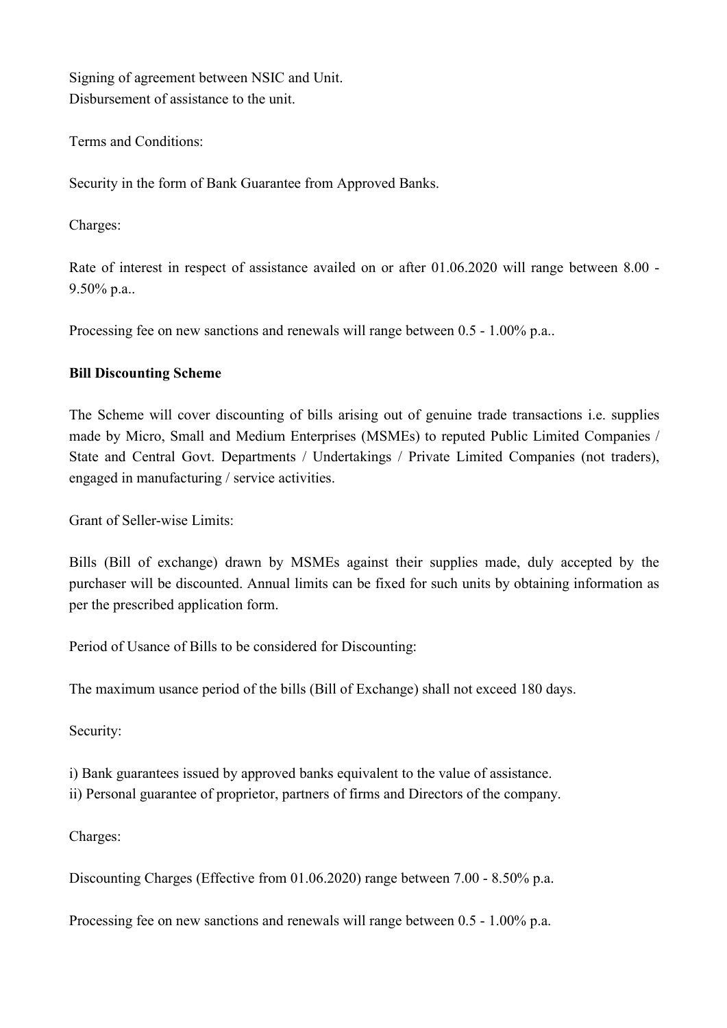Signing of agreement between NSIC and Unit.
Disbursement of assistance to the unit.

Terms and Conditions:

Security in the form of Bank Guarantee from Approved Banks.

Charges:

Rate of interest in respect of assistance availed on or after 01.06.2020 will range between 8.00 - 9.50% p.a..

Processing fee on new sanctions and renewals will range between 0.5 - 1.00% p.a..

**Bill Discounting Scheme**

The Scheme will cover discounting of bills arising out of genuine trade transactions i.e. supplies made by Micro, Small and Medium Enterprises (MSMEs) to reputed Public Limited Companies / State and Central Govt. Departments / Undertakings / Private Limited Companies (not traders), engaged in manufacturing / service activities.

Grant of Seller-wise Limits:

Bills (Bill of exchange) drawn by MSMEs against their supplies made, duly accepted by the purchaser will be discounted. Annual limits can be fixed for such units by obtaining information as per the prescribed application form.

Period of Usance of Bills to be considered for Discounting:

The maximum usance period of the bills (Bill of Exchange) shall not exceed 180 days.

Security:

i) Bank guarantees issued by approved banks equivalent to the value of assistance.
ii) Personal guarantee of proprietor, partners of firms and Directors of the company.

Charges:

Discounting Charges (Effective from 01.06.2020) range between 7.00 - 8.50% p.a.

Processing fee on new sanctions and renewals will range between 0.5 - 1.00% p.a.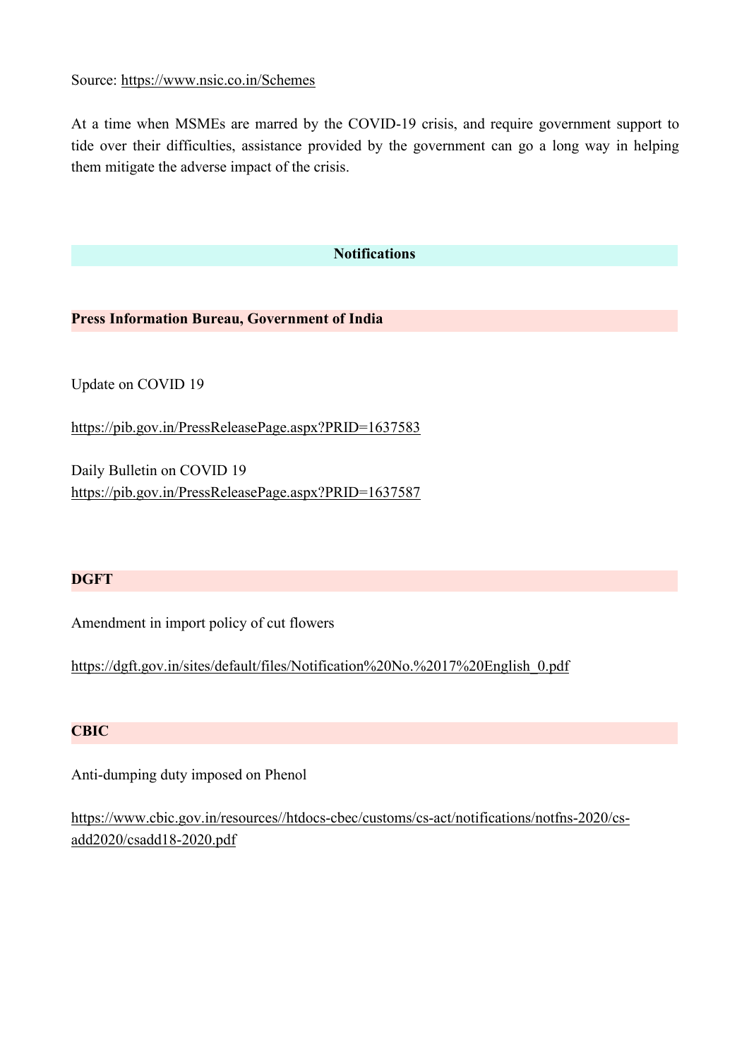Source: https://www.nsic.co.in/Schemes

At a time when MSMEs are marred by the COVID-19 crisis, and require government support to tide over their difficulties, assistance provided by the government can go a long way in helping them mitigate the adverse impact of the crisis.

## Notifications

### Press Information Bureau, Government of India

Update on COVID 19

https://pib.gov.in/PressReleasePage.aspx?PRID=1637583

Daily Bulletin on COVID 19
https://pib.gov.in/PressReleasePage.aspx?PRID=1637587

### DGFT

Amendment in import policy of cut flowers

https://dgft.gov.in/sites/default/files/Notification%20No.%2017%20English_0.pdf

### CBIC

Anti-dumping duty imposed on Phenol

https://www.cbic.gov.in/resources//htdocs-cbec/customs/cs-act/notifications/notfns-2020/cs-add2020/csadd18-2020.pdf